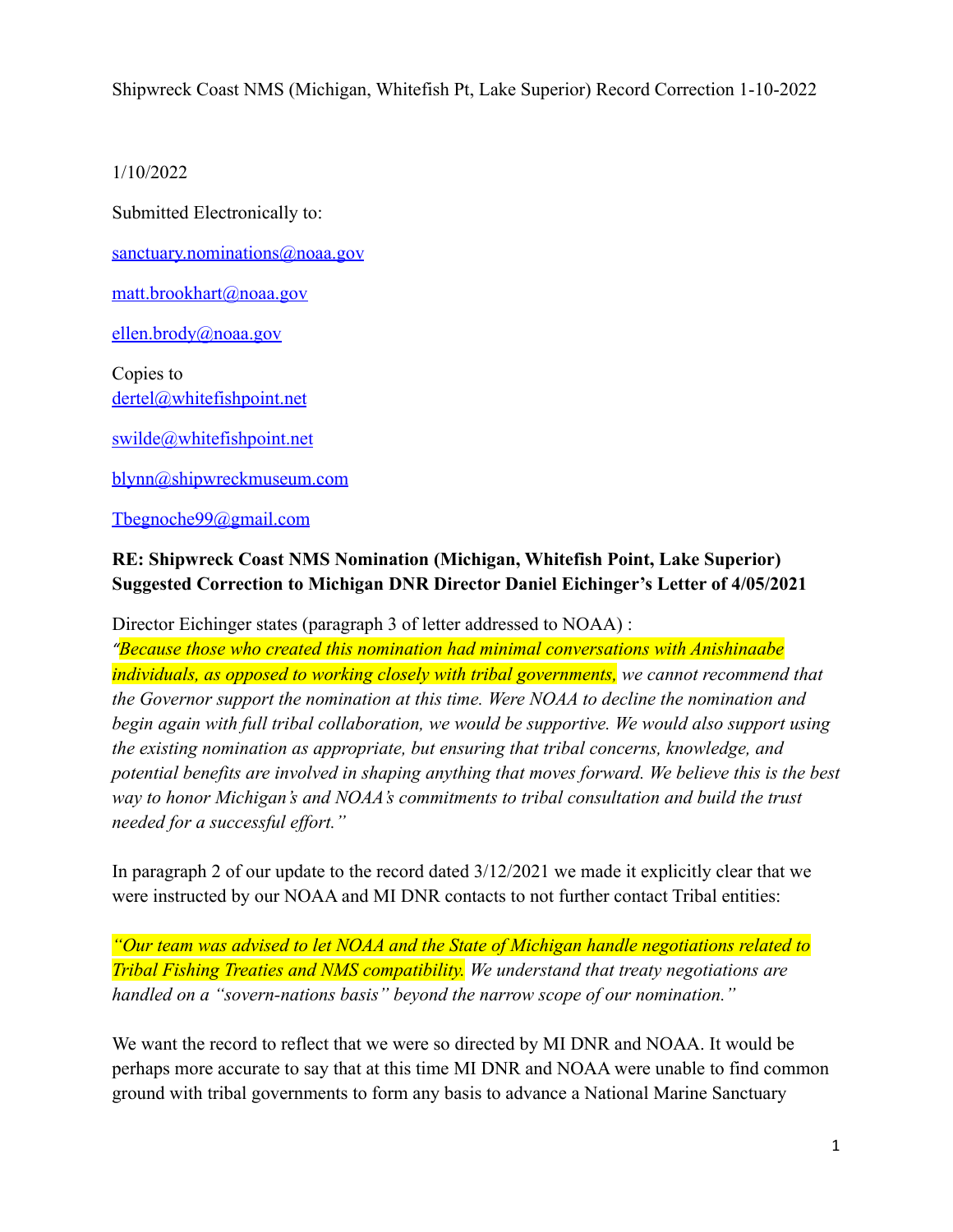Shipwreck Coast NMS (Michigan, Whitefish Pt, Lake Superior) Record Correction 1-10-2022

1/10/2022

Submitted Electronically to:

sanctuary.nominations@noaa.gov

matt.brookhart@noaa.gov

ellen.brody@noaa.gov

Copies to
dertel@whitefishpoint.net

swilde@whitefishpoint.net

blynn@shipwreckmuseum.com

Tbegnoche99@gmail.com

**RE: Shipwreck Coast NMS Nomination (Michigan, Whitefish Point, Lake Superior) Suggested Correction to Michigan DNR Director Daniel Eichinger's Letter of 4/05/2021**

Director Eichinger states (paragraph 3 of letter addressed to NOAA) :
*"Because those who created this nomination had minimal conversations with Anishinaabe individuals, as opposed to working closely with tribal governments, we cannot recommend that the Governor support the nomination at this time. Were NOAA to decline the nomination and begin again with full tribal collaboration, we would be supportive. We would also support using the existing nomination as appropriate, but ensuring that tribal concerns, knowledge, and potential benefits are involved in shaping anything that moves forward. We believe this is the best way to honor Michigan's and NOAA's commitments to tribal consultation and build the trust needed for a successful effort."*

In paragraph 2 of our update to the record dated 3/12/2021 we made it explicitly clear that we were instructed by our NOAA and MI DNR contacts to not further contact Tribal entities:

*"Our team was advised to let NOAA and the State of Michigan handle negotiations related to Tribal Fishing Treaties and NMS compatibility. We understand that treaty negotiations are handled on a "sovern-nations basis" beyond the narrow scope of our nomination."*

We want the record to reflect that we were so directed by MI DNR and NOAA. It would be perhaps more accurate to say that at this time MI DNR and NOAA were unable to find common ground with tribal governments to form any basis to advance a National Marine Sanctuary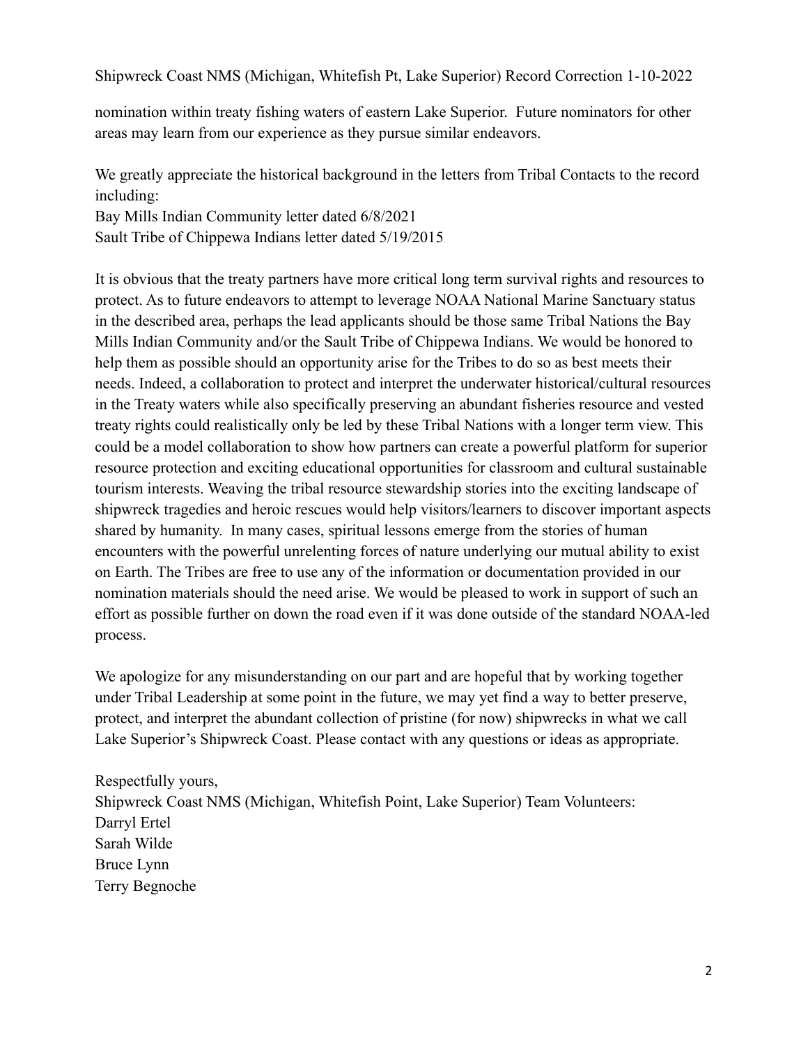nomination within treaty fishing waters of eastern Lake Superior. Future nominators for other areas may learn from our experience as they pursue similar endeavors.

We greatly appreciate the historical background in the letters from Tribal Contacts to the record including:
Bay Mills Indian Community letter dated 6/8/2021
Sault Tribe of Chippewa Indians letter dated 5/19/2015

It is obvious that the treaty partners have more critical long term survival rights and resources to protect. As to future endeavors to attempt to leverage NOAA National Marine Sanctuary status in the described area, perhaps the lead applicants should be those same Tribal Nations the Bay Mills Indian Community and/or the Sault Tribe of Chippewa Indians. We would be honored to help them as possible should an opportunity arise for the Tribes to do so as best meets their needs. Indeed, a collaboration to protect and interpret the underwater historical/cultural resources in the Treaty waters while also specifically preserving an abundant fisheries resource and vested treaty rights could realistically only be led by these Tribal Nations with a longer term view. This could be a model collaboration to show how partners can create a powerful platform for superior resource protection and exciting educational opportunities for classroom and cultural sustainable tourism interests. Weaving the tribal resource stewardship stories into the exciting landscape of shipwreck tragedies and heroic rescues would help visitors/learners to discover important aspects shared by humanity. In many cases, spiritual lessons emerge from the stories of human encounters with the powerful unrelenting forces of nature underlying our mutual ability to exist on Earth. The Tribes are free to use any of the information or documentation provided in our nomination materials should the need arise. We would be pleased to work in support of such an effort as possible further on down the road even if it was done outside of the standard NOAA-led process.

We apologize for any misunderstanding on our part and are hopeful that by working together under Tribal Leadership at some point in the future, we may yet find a way to better preserve, protect, and interpret the abundant collection of pristine (for now) shipwrecks in what we call Lake Superior's Shipwreck Coast. Please contact with any questions or ideas as appropriate.

Respectfully yours,
Shipwreck Coast NMS (Michigan, Whitefish Point, Lake Superior) Team Volunteers:
Darryl Ertel
Sarah Wilde
Bruce Lynn
Terry Begnoche